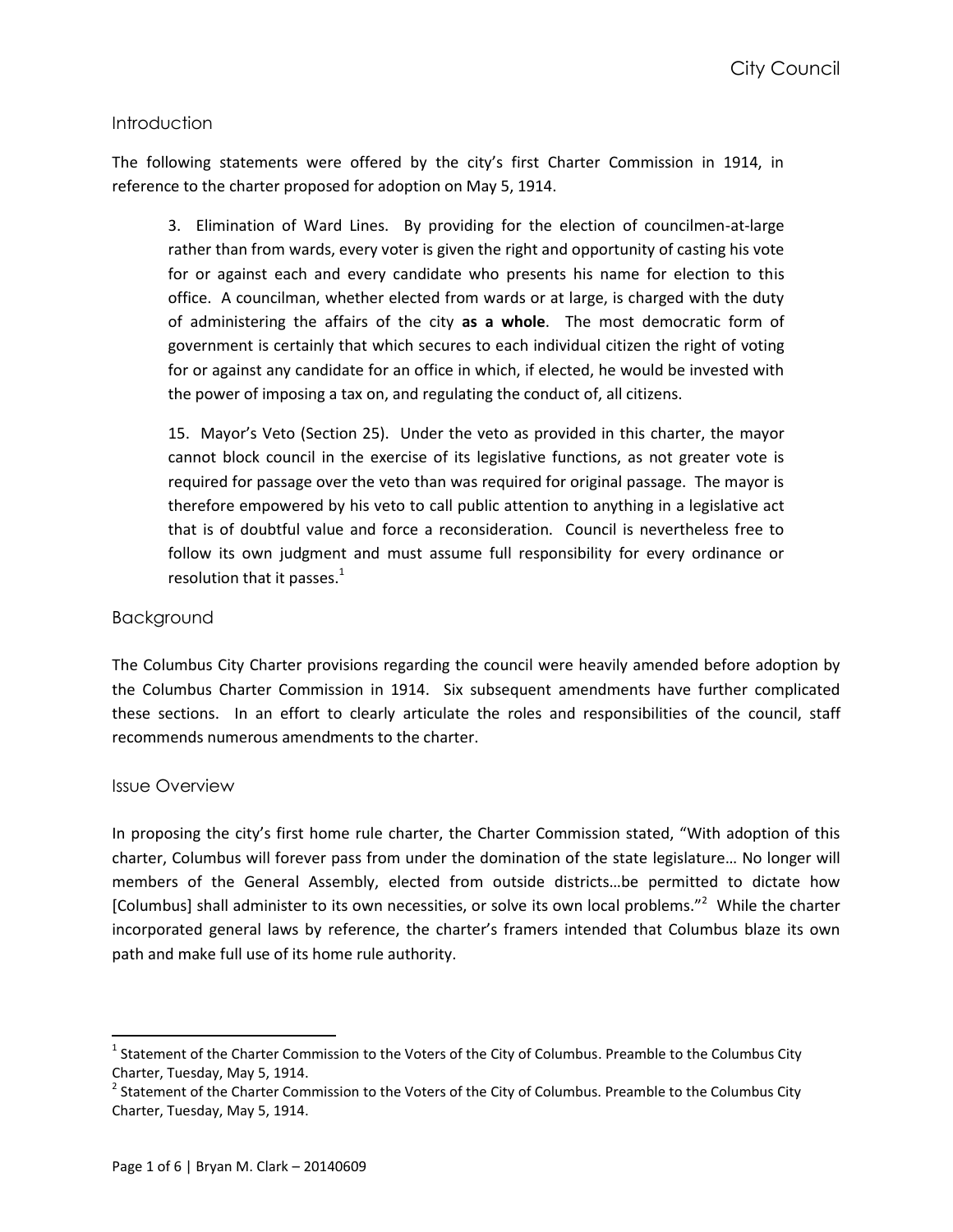## Introduction

The following statements were offered by the city's first Charter Commission in 1914, in reference to the charter proposed for adoption on May 5, 1914.

> 3. Elimination of Ward Lines. By providing for the election of councilmen-at-large rather than from wards, every voter is given the right and opportunity of casting his vote for or against each and every candidate who presents his name for election to this office. A councilman, whether elected from wards or at large, is charged with the duty of administering the affairs of the city **as a whole**. The most democratic form of government is certainly that which secures to each individual citizen the right of voting for or against any candidate for an office in which, if elected, he would be invested with the power of imposing a tax on, and regulating the conduct of, all citizens.
>
> 15. Mayor's Veto (Section 25). Under the veto as provided in this charter, the mayor cannot block council in the exercise of its legislative functions, as not greater vote is required for passage over the veto than was required for original passage. The mayor is therefore empowered by his veto to call public attention to anything in a legislative act that is of doubtful value and force a reconsideration. Council is nevertheless free to follow its own judgment and must assume full responsibility for every ordinance or resolution that it passes.[1]

## Background

The Columbus City Charter provisions regarding the council were heavily amended before adoption by the Columbus Charter Commission in 1914. Six subsequent amendments have further complicated these sections. In an effort to clearly articulate the roles and responsibilities of the council, staff recommends numerous amendments to the charter.

## Issue Overview

In proposing the city's first home rule charter, the Charter Commission stated, "With adoption of this charter, Columbus will forever pass from under the domination of the state legislature… No longer will members of the General Assembly, elected from outside districts…be permitted to dictate how [Columbus] shall administer to its own necessities, or solve its own local problems."[2] While the charter incorporated general laws by reference, the charter's framers intended that Columbus blaze its own path and make full use of its home rule authority.

---

[1] Statement of the Charter Commission to the Voters of the City of Columbus. Preamble to the Columbus City Charter, Tuesday, May 5, 1914.

[2] Statement of the Charter Commission to the Voters of the City of Columbus. Preamble to the Columbus City Charter, Tuesday, May 5, 1914.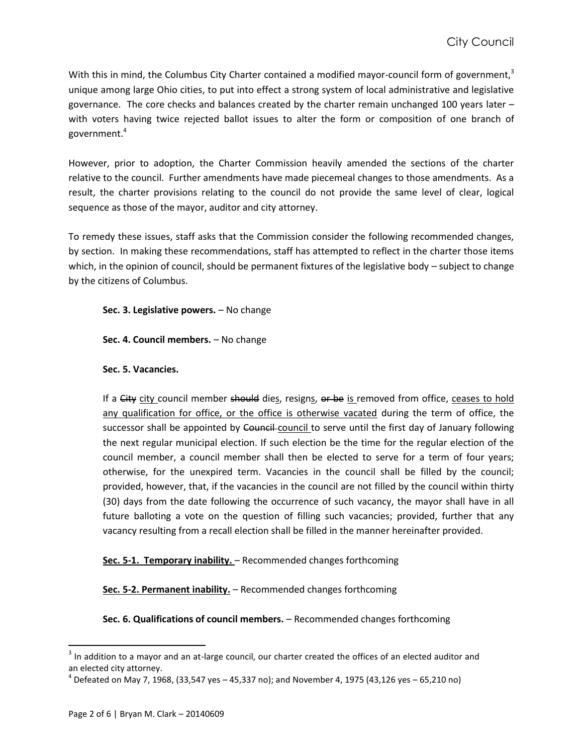With this in mind, the Columbus City Charter contained a modified mayor-council form of government,[3] unique among large Ohio cities, to put into effect a strong system of local administrative and legislative governance. The core checks and balances created by the charter remain unchanged 100 years later – with voters having twice rejected ballot issues to alter the form or composition of one branch of government.[4]

However, prior to adoption, the Charter Commission heavily amended the sections of the charter relative to the council. Further amendments have made piecemeal changes to those amendments. As a result, the charter provisions relating to the council do not provide the same level of clear, logical sequence as those of the mayor, auditor and city attorney.

To remedy these issues, staff asks that the Commission consider the following recommended changes, by section. In making these recommendations, staff has attempted to reflect in the charter those items which, in the opinion of council, should be permanent fixtures of the legislative body – subject to change by the citizens of Columbus.

**Sec. 3. Legislative powers.** – No change

**Sec. 4. Council members.** – No change

**Sec. 5. Vacancies.**

If a ~~City~~ <u>city</u> council member ~~should~~ die<u>s</u>, resign<u>s</u>, ~~or be~~ <u>is</u> removed from office, <u>ceases to hold any qualification for office, or the office is otherwise vacated</u> during the term of office, the successor shall be appointed by ~~Council~~ <u>council</u> to serve until the first day of January following the next regular municipal election. If such election be the time for the regular election of the council member, a council member shall then be elected to serve for a term of four years; otherwise, for the unexpired term. Vacancies in the council shall be filled by the council; provided, however, that, if the vacancies in the council are not filled by the council within thirty (30) days from the date following the occurrence of such vacancy, the mayor shall have in all future balloting a vote on the question of filling such vacancies; provided, further that any vacancy resulting from a recall election shall be filled in the manner hereinafter provided.

<u>**Sec. 5-1. Temporary inability.**</u> – Recommended changes forthcoming

<u>**Sec. 5-2. Permanent inability.**</u> – Recommended changes forthcoming

**Sec. 6. Qualifications of council members.** – Recommended changes forthcoming

---

[3] In addition to a mayor and an at-large council, our charter created the offices of an elected auditor and an elected city attorney.

[4] Defeated on May 7, 1968, (33,547 yes – 45,337 no); and November 4, 1975 (43,126 yes – 65,210 no)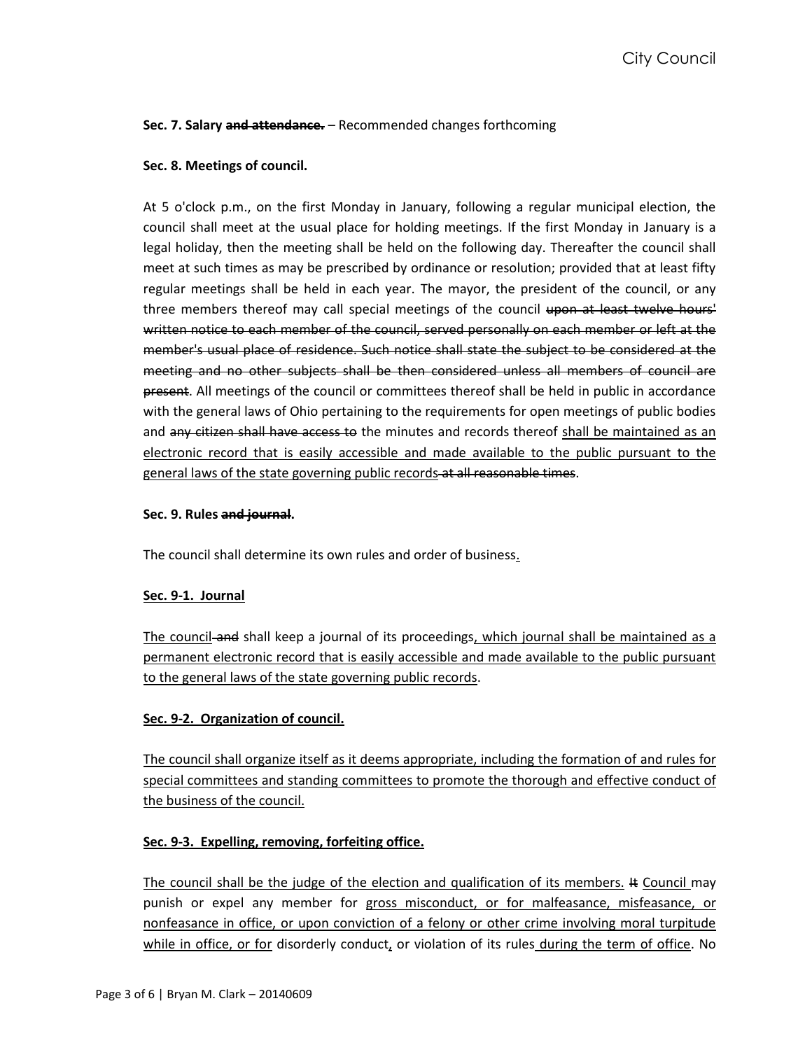**Sec. 7. Salary ~~and attendance.~~** – Recommended changes forthcoming

**Sec. 8. Meetings of council.**

At 5 o'clock p.m., on the first Monday in January, following a regular municipal election, the council shall meet at the usual place for holding meetings. If the first Monday in January is a legal holiday, then the meeting shall be held on the following day. Thereafter the council shall meet at such times as may be prescribed by ordinance or resolution; provided that at least fifty regular meetings shall be held in each year. The mayor, the president of the council, or any three members thereof may call special meetings of the council ~~upon at least twelve hours' written notice to each member of the council, served personally on each member or left at the member's usual place of residence. Such notice shall state the subject to be considered at the meeting and no other subjects shall be then considered unless all members of council are present~~. All meetings of the council or committees thereof shall be held in public in accordance with the general laws of Ohio pertaining to the requirements for open meetings of public bodies and ~~any citizen shall have access to~~ the minutes and records thereof <u>shall be maintained as an electronic record that is easily accessible and made available to the public pursuant to the general laws of the state governing public records</u>~~ at all reasonable times~~.

**Sec. 9. Rules ~~and journal~~.**

The council shall determine its own rules and order of business<u>.</u>

**<u>Sec. 9-1. Journal</u>**

<u>The council</u>~~ and~~ shall keep a journal of its proceedings<u>, which journal shall be maintained as a permanent electronic record that is easily accessible and made available to the public pursuant to the general laws of the state governing public records</u>.

**<u>Sec. 9-2. Organization of council.</u>**

<u>The council shall organize itself as it deems appropriate, including the formation of and rules for special committees and standing committees to promote the thorough and effective conduct of the business of the council.</u>

**<u>Sec. 9-3. Expelling, removing, forfeiting office.</u>**

<u>The council shall be the judge of the election and qualification of its members.</u> ~~It~~ <u>Council</u> may punish or expel any member for <u>gross misconduct, or for malfeasance, misfeasance, or nonfeasance in office, or upon conviction of a felony or other crime involving moral turpitude while in office, or for</u> disorderly conduct<u>,</u> or violation of its rules<u> during the term of office</u>. No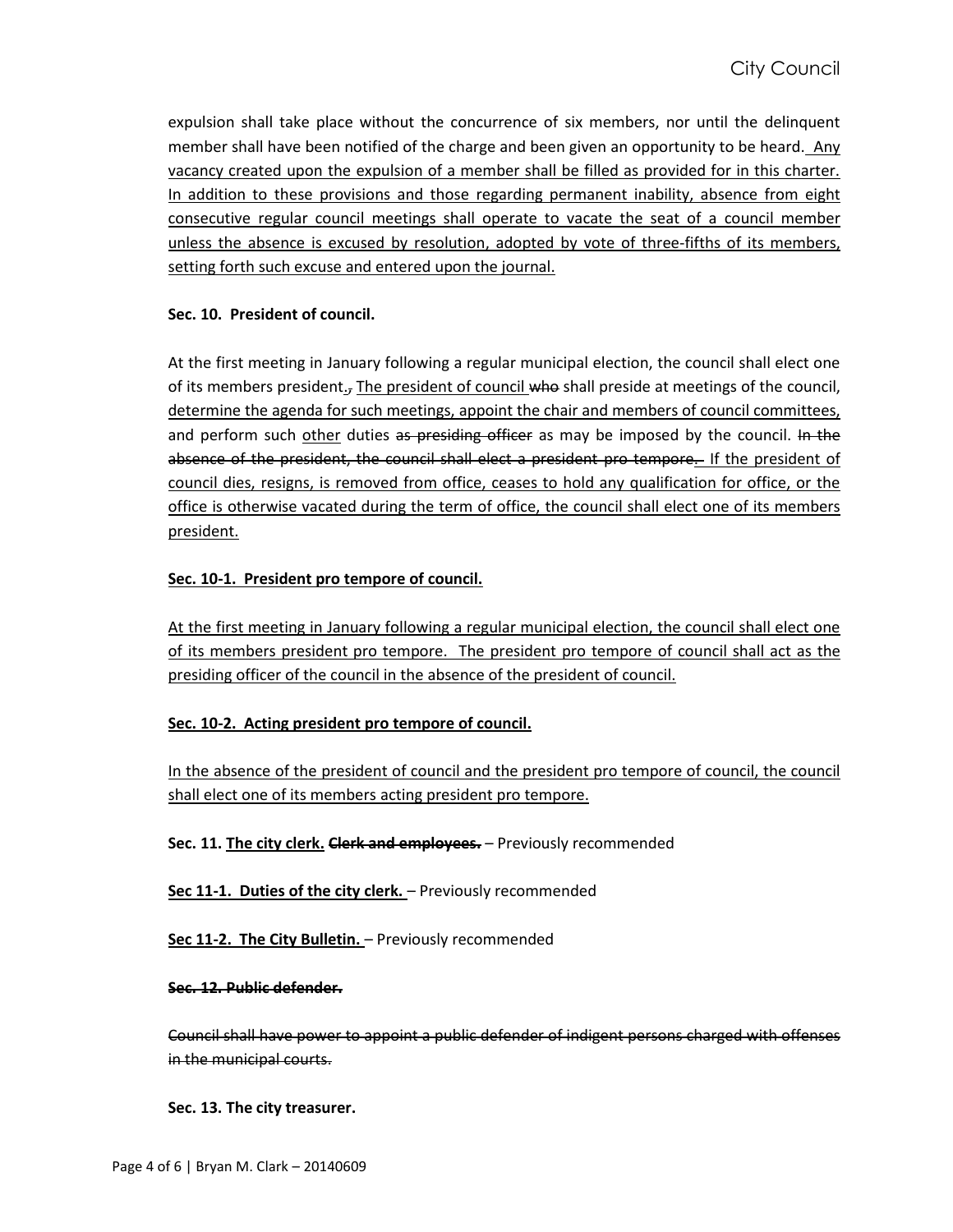expulsion shall take place without the concurrence of six members, nor until the delinquent member shall have been notified of the charge and been given an opportunity to be heard. <u>Any vacancy created upon the expulsion of a member shall be filled as provided for in this charter. In addition to these provisions and those regarding permanent inability, absence from eight consecutive regular council meetings shall operate to vacate the seat of a council member unless the absence is excused by resolution, adopted by vote of three-fifths of its members, setting forth such excuse and entered upon the journal.</u>

**Sec. 10. President of council.**

At the first meeting in January following a regular municipal election, the council shall elect one of its members president<u>.</u>~~,~~ <u>The president of council</u> ~~who~~ shall preside at meetings of the council, <u>determine the agenda for such meetings, appoint the chair and members of council committees,</u> and perform such <u>other</u> duties ~~as presiding officer~~ as may be imposed by the council. ~~In the absence of the president, the council shall elect a president pro tempore.~~ <u>If the president of council dies, resigns, is removed from office, ceases to hold any qualification for office, or the office is otherwise vacated during the term of office, the council shall elect one of its members president.</u>

**<u>Sec. 10-1. President pro tempore of council.</u>**

<u>At the first meeting in January following a regular municipal election, the council shall elect one of its members president pro tempore. The president pro tempore of council shall act as the presiding officer of the council in the absence of the president of council.</u>

**<u>Sec. 10-2. Acting president pro tempore of council.</u>**

<u>In the absence of the president of council and the president pro tempore of council, the council shall elect one of its members acting president pro tempore.</u>

**Sec. 11. <u>The city clerk.</u> ~~Clerk and employees.~~** – Previously recommended

**<u>Sec 11-1. Duties of the city clerk.</u>** – Previously recommended

**<u>Sec 11-2. The City Bulletin.</u>** – Previously recommended

**~~Sec. 12. Public defender.~~**

~~Council shall have power to appoint a public defender of indigent persons charged with offenses in the municipal courts.~~

**Sec. 13. The city treasurer.**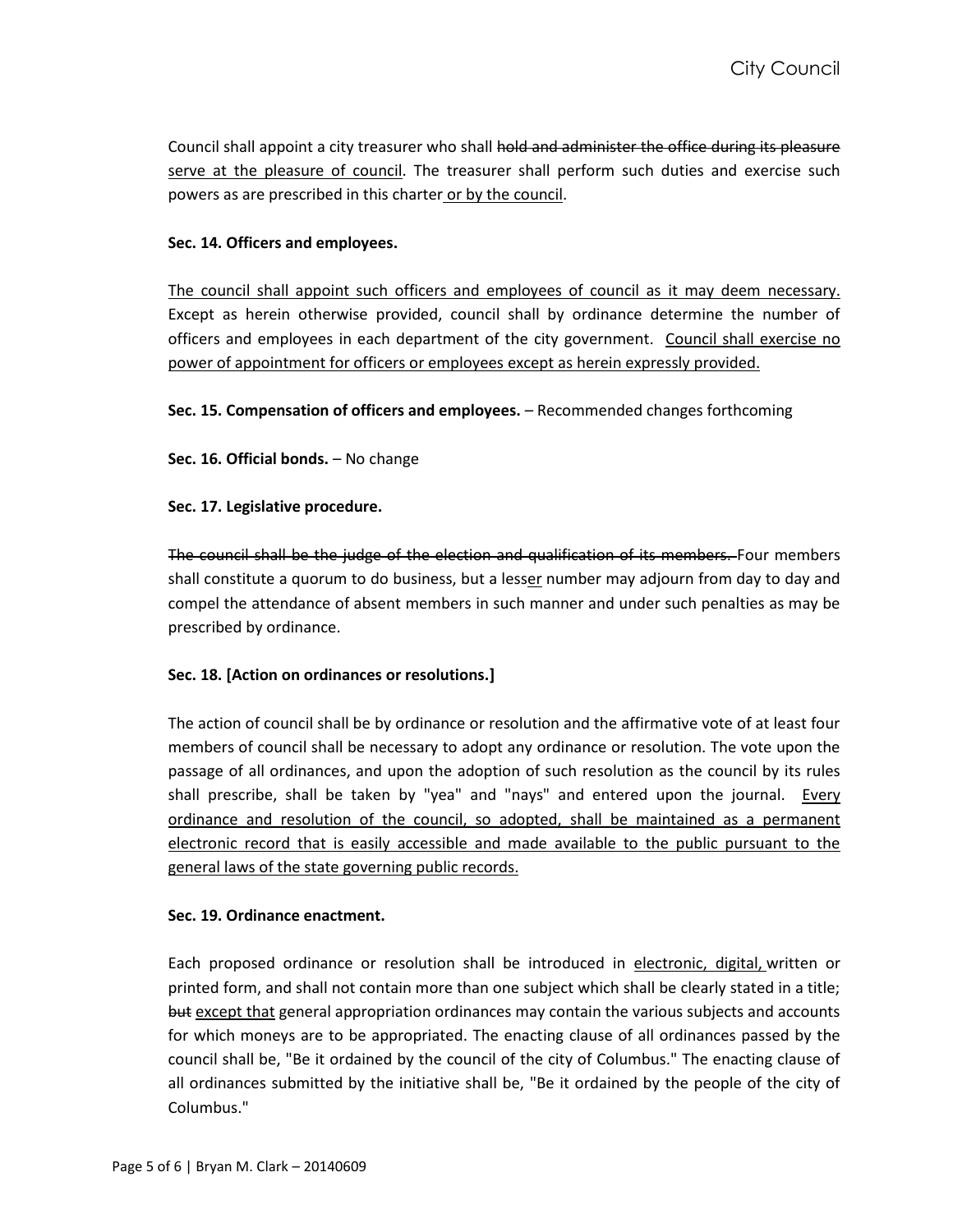Council shall appoint a city treasurer who shall ~~hold and administer the office during its pleasure~~ <u>serve at the pleasure of council</u>. The treasurer shall perform such duties and exercise such powers as are prescribed in this charter<u> or by the council</u>.

**Sec. 14. Officers and employees.**

<u>The council shall appoint such officers and employees of council as it may deem necessary.</u> Except as herein otherwise provided, council shall by ordinance determine the number of officers and employees in each department of the city government. <u>Council shall exercise no power of appointment for officers or employees except as herein expressly provided.</u>

**Sec. 15. Compensation of officers and employees.** – Recommended changes forthcoming

**Sec. 16. Official bonds.** – No change

**Sec. 17. Legislative procedure.**

~~The council shall be the judge of the election and qualification of its members.~~ Four members shall constitute a quorum to do business, but a less<u>er</u> number may adjourn from day to day and compel the attendance of absent members in such manner and under such penalties as may be prescribed by ordinance.

**Sec. 18. [Action on ordinances or resolutions.]**

The action of council shall be by ordinance or resolution and the affirmative vote of at least four members of council shall be necessary to adopt any ordinance or resolution. The vote upon the passage of all ordinances, and upon the adoption of such resolution as the council by its rules shall prescribe, shall be taken by "yea" and "nays" and entered upon the journal. <u>Every ordinance and resolution of the council, so adopted, shall be maintained as a permanent electronic record that is easily accessible and made available to the public pursuant to the general laws of the state governing public records.</u>

**Sec. 19. Ordinance enactment.**

Each proposed ordinance or resolution shall be introduced in <u>electronic, digital,</u> written or printed form, and shall not contain more than one subject which shall be clearly stated in a title; ~~but~~ <u>except that</u> general appropriation ordinances may contain the various subjects and accounts for which moneys are to be appropriated. The enacting clause of all ordinances passed by the council shall be, "Be it ordained by the council of the city of Columbus." The enacting clause of all ordinances submitted by the initiative shall be, "Be it ordained by the people of the city of Columbus."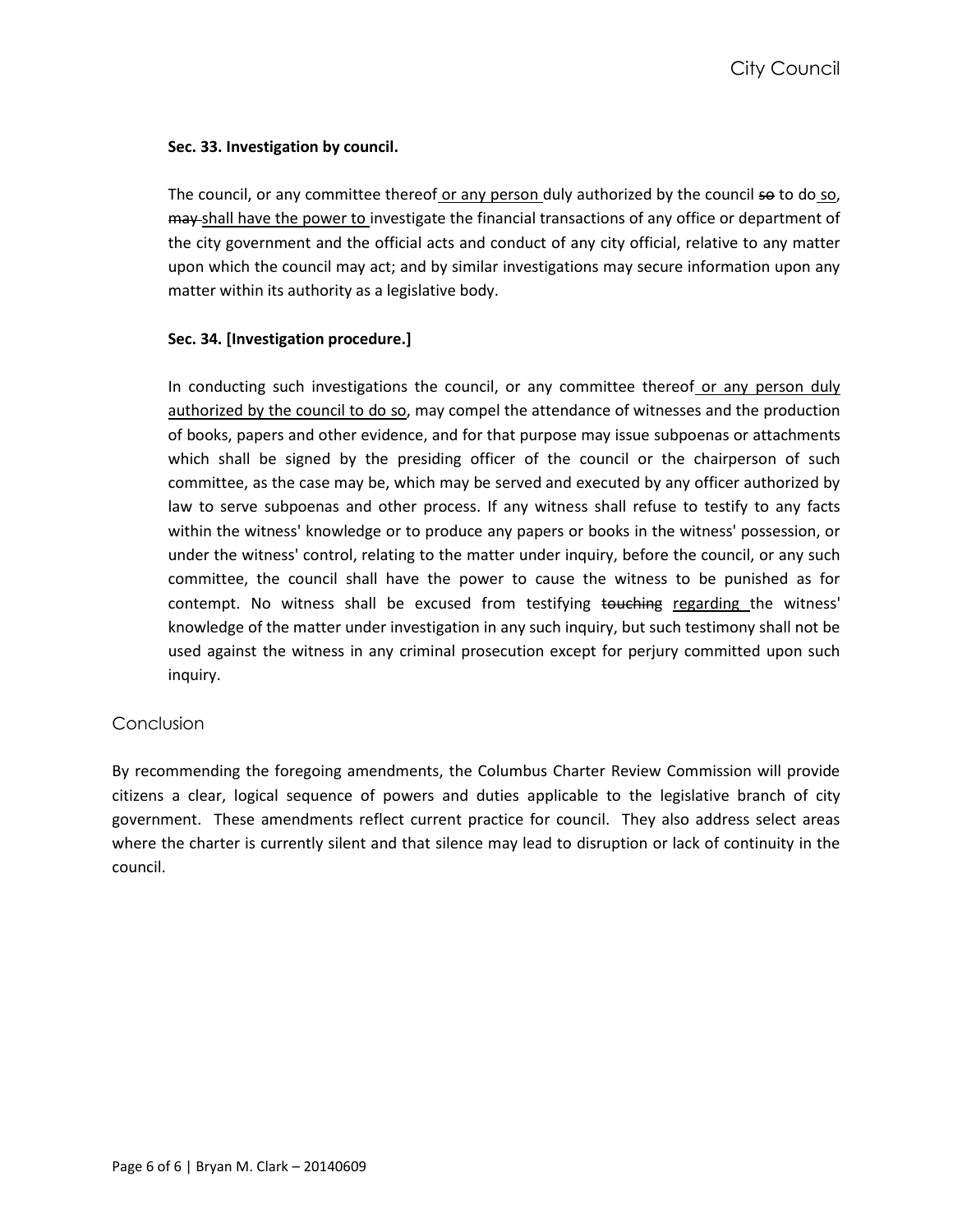**Sec. 33. Investigation by council.**

The council, or any committee thereof<u> or any person </u>duly authorized by the council ~~so~~ to do<u> so</u>, ~~may~~ <u>shall have the power to </u>investigate the financial transactions of any office or department of the city government and the official acts and conduct of any city official, relative to any matter upon which the council may act; and by similar investigations may secure information upon any matter within its authority as a legislative body.

**Sec. 34. [Investigation procedure.]**

In conducting such investigations the council, or any committee thereof<u> or any person duly authorized by the council to do so</u>, may compel the attendance of witnesses and the production of books, papers and other evidence, and for that purpose may issue subpoenas or attachments which shall be signed by the presiding officer of the council or the chairperson of such committee, as the case may be, which may be served and executed by any officer authorized by law to serve subpoenas and other process. If any witness shall refuse to testify to any facts within the witness' knowledge or to produce any papers or books in the witness' possession, or under the witness' control, relating to the matter under inquiry, before the council, or any such committee, the council shall have the power to cause the witness to be punished as for contempt. No witness shall be excused from testifying ~~touching~~ <u>regarding </u>the witness' knowledge of the matter under investigation in any such inquiry, but such testimony shall not be used against the witness in any criminal prosecution except for perjury committed upon such inquiry.

## Conclusion

By recommending the foregoing amendments, the Columbus Charter Review Commission will provide citizens a clear, logical sequence of powers and duties applicable to the legislative branch of city government. These amendments reflect current practice for council. They also address select areas where the charter is currently silent and that silence may lead to disruption or lack of continuity in the council.